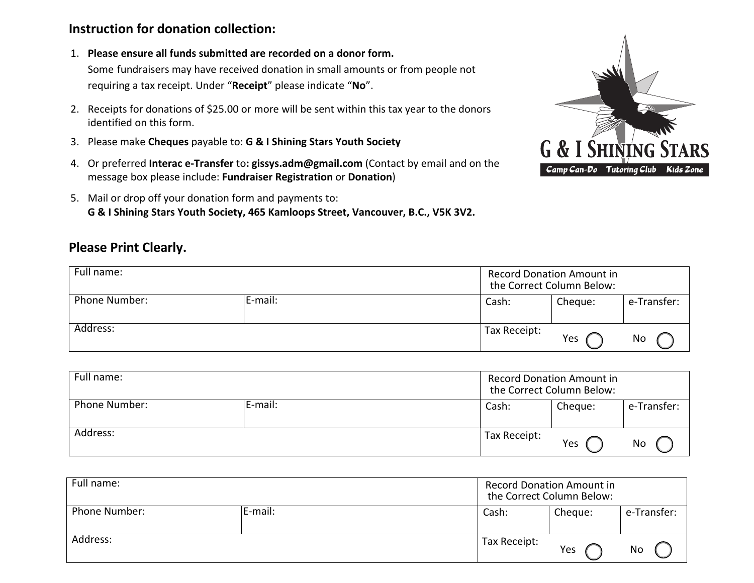## Instruction for donation collection:

1. **Please ensure all funds submitted are recorded on a donor form.**
   Some fundraisers may have received donation in small amounts or from people not requiring a tax receipt. Under "**Receipt**" please indicate "**No**".
2. Receipts for donations of $25.00 or more will be sent within this tax year to the donors identified on this form.
3. Please make **Cheques** payable to: **G & I Shining Stars Youth Society**
4. Or preferred **Interac e-Transfer** to**: gissys.adm@gmail.com** (Contact by email and on the message box please include: **Fundraiser Registration** or **Donation**)
5. Mail or drop off your donation form and payments to:
   **G & I Shining Stars Youth Society, 465 Kamloops Street, Vancouver, B.C., V5K 3V2.**

G & I SHINING STARS

Camp Can-Do Tutoring Club Kids Zone

## Please Print Clearly.

| Full name: | | Record Donation Amount in the Correct Column Below: | | |
|---|---|---|---|---|
| Phone Number: | E-mail: | Cash: | Cheque: | e-Transfer: |
| Address: | | Tax Receipt: | Yes ◯ | No ◯ |

| Full name: | | Record Donation Amount in the Correct Column Below: | | |
|---|---|---|---|---|
| Phone Number: | E-mail: | Cash: | Cheque: | e-Transfer: |
| Address: | | Tax Receipt: | Yes ◯ | No ◯ |

| Full name: | | Record Donation Amount in the Correct Column Below: | | |
|---|---|---|---|---|
| Phone Number: | E-mail: | Cash: | Cheque: | e-Transfer: |
| Address: | | Tax Receipt: | Yes ◯ | No ◯ |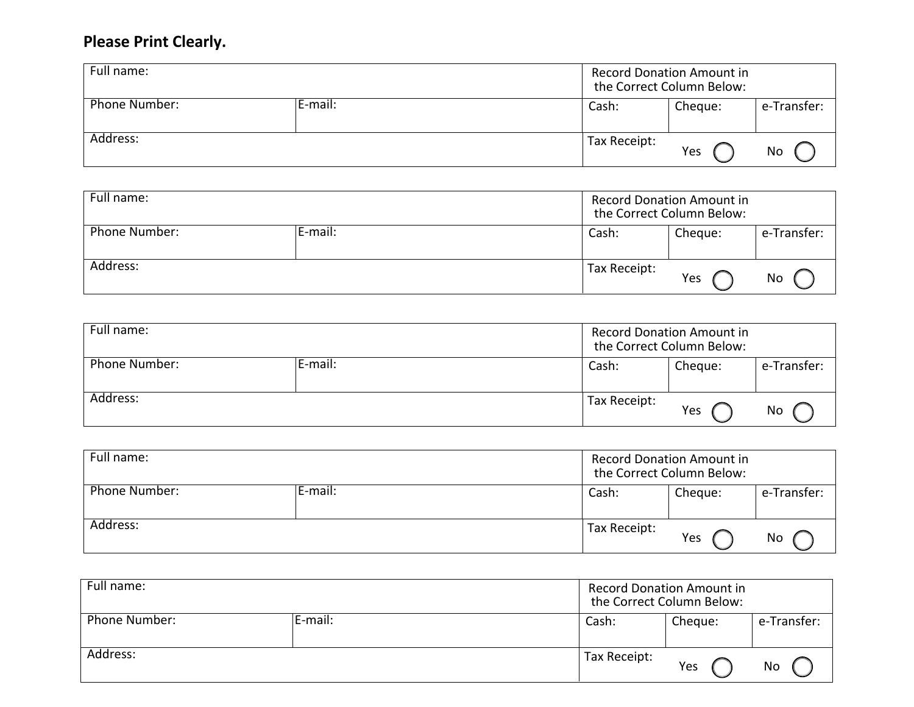**Please Print Clearly.**

| | | | | |
|---|---|---|---|---|
| Full name: | | Record Donation Amount in the Correct Column Below: | | |
| Phone Number: | E-mail: | Cash: | Cheque: | e-Transfer: |
| Address: | | Tax Receipt: | Yes ◯ | No ◯ |

| | | | | |
|---|---|---|---|---|
| Full name: | | Record Donation Amount in the Correct Column Below: | | |
| Phone Number: | E-mail: | Cash: | Cheque: | e-Transfer: |
| Address: | | Tax Receipt: | Yes ◯ | No ◯ |

| | | | | |
|---|---|---|---|---|
| Full name: | | Record Donation Amount in the Correct Column Below: | | |
| Phone Number: | E-mail: | Cash: | Cheque: | e-Transfer: |
| Address: | | Tax Receipt: | Yes ◯ | No ◯ |

| | | | | |
|---|---|---|---|---|
| Full name: | | Record Donation Amount in the Correct Column Below: | | |
| Phone Number: | E-mail: | Cash: | Cheque: | e-Transfer: |
| Address: | | Tax Receipt: | Yes ◯ | No ◯ |

| | | | | |
|---|---|---|---|---|
| Full name: | | Record Donation Amount in the Correct Column Below: | | |
| Phone Number: | E-mail: | Cash: | Cheque: | e-Transfer: |
| Address: | | Tax Receipt: | Yes ◯ | No ◯ |